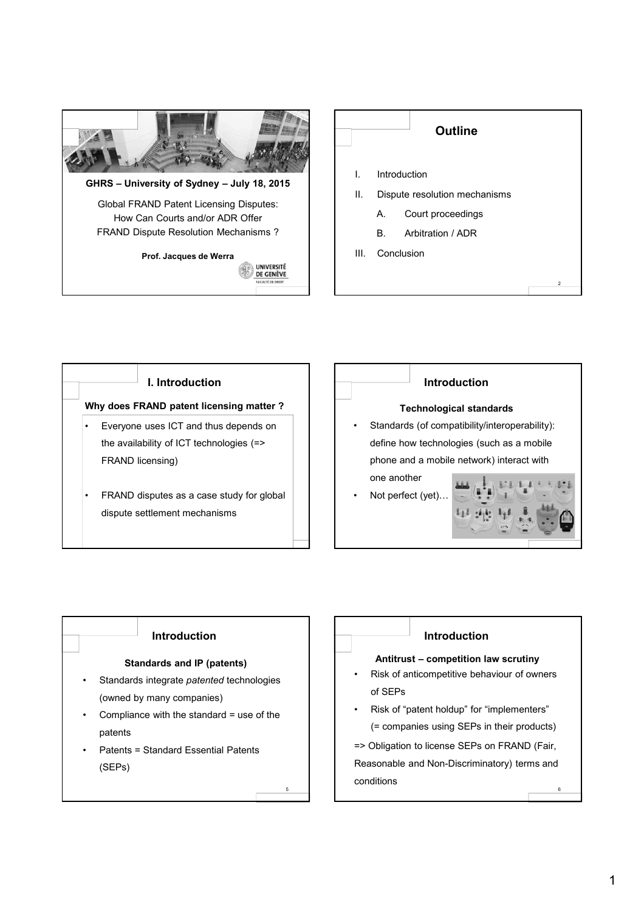GHRS – University of Sydney – July 18, 2015

Global FRAND Patent Licensing Disputes: How Can Courts and/or ADR Offer FRAND Dispute Resolution Mechanisms ?

**Prof. Jacques de Werra**

UNIVERSITÉ DE GENÈVE
FACULTÉ DE DROIT

## Outline

I. Introduction

II. Dispute resolution mechanisms

  A. Court proceedings

  B. Arbitration / ADR

III. Conclusion

## I. Introduction

**Why does FRAND patent licensing matter ?**

- Everyone uses ICT and thus depends on the availability of ICT technologies (=> FRAND licensing)
- FRAND disputes as a case study for global dispute settlement mechanisms

## Introduction

**Technological standards**

- Standards (of compatibility/interoperability): define how technologies (such as a mobile phone and a mobile network) interact with one another
- Not perfect (yet)…

## Introduction

**Standards and IP (patents)**

- Standards integrate *patented* technologies (owned by many companies)
- Compliance with the standard = use of the patents
- Patents = Standard Essential Patents (SEPs)

## Introduction

**Antitrust – competition law scrutiny**

- Risk of anticompetitive behaviour of owners of SEPs
- Risk of "patent holdup" for "implementers" (= companies using SEPs in their products)

=> Obligation to license SEPs on FRAND (Fair, Reasonable and Non-Discriminatory) terms and conditions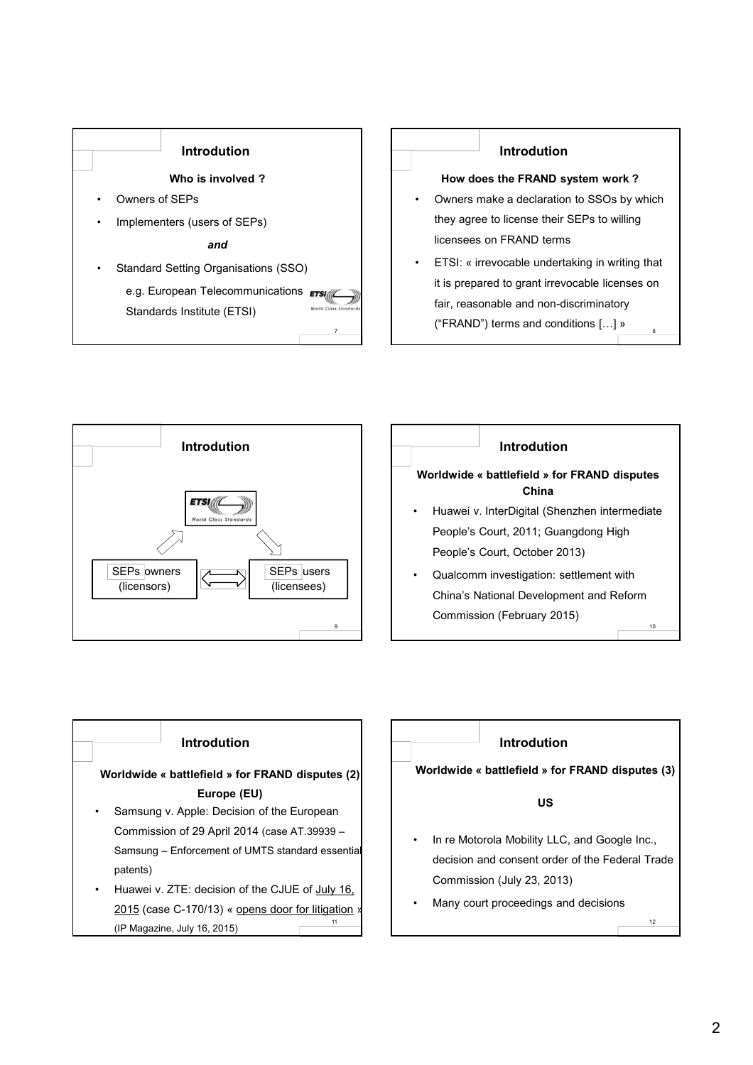## Introdution

**Who is involved ?**

- Owners of SEPs
- Implementers (users of SEPs)

***and***

- Standard Setting Organisations (SSO)

  e.g. European Telecommunications Standards Institute (ETSI)

## Introdution

**How does the FRAND system work ?**

- Owners make a declaration to SSOs by which they agree to license their SEPs to willing licensees on FRAND terms
- ETSI: « irrevocable undertaking in writing that it is prepared to grant irrevocable licenses on fair, reasonable and non-discriminatory ("FRAND") terms and conditions […] »

## Introdution

ETSI World Class Standards

SEPs owners (licensors) ⟺ SEPs users (licensees)

## Introdution

**Worldwide « battlefield » for FRAND disputes**

**China**

- Huawei v. InterDigital (Shenzhen intermediate People's Court, 2011; Guangdong High People's Court, October 2013)
- Qualcomm investigation: settlement with China's National Development and Reform Commission (February 2015)

## Introdution

**Worldwide « battlefield » for FRAND disputes (2)**

**Europe (EU)**

- Samsung v. Apple: Decision of the European Commission of 29 April 2014 (case AT.39939 – Samsung – Enforcement of UMTS standard essential patents)
- Huawei v. ZTE: decision of the CJUE of <u>July 16, 2015</u> (case C-170/13) « <u>opens door for litigation</u> » (IP Magazine, July 16, 2015)

## Introdution

**Worldwide « battlefield » for FRAND disputes (3)**

**US**

- In re Motorola Mobility LLC, and Google Inc., decision and consent order of the Federal Trade Commission (July 23, 2013)
- Many court proceedings and decisions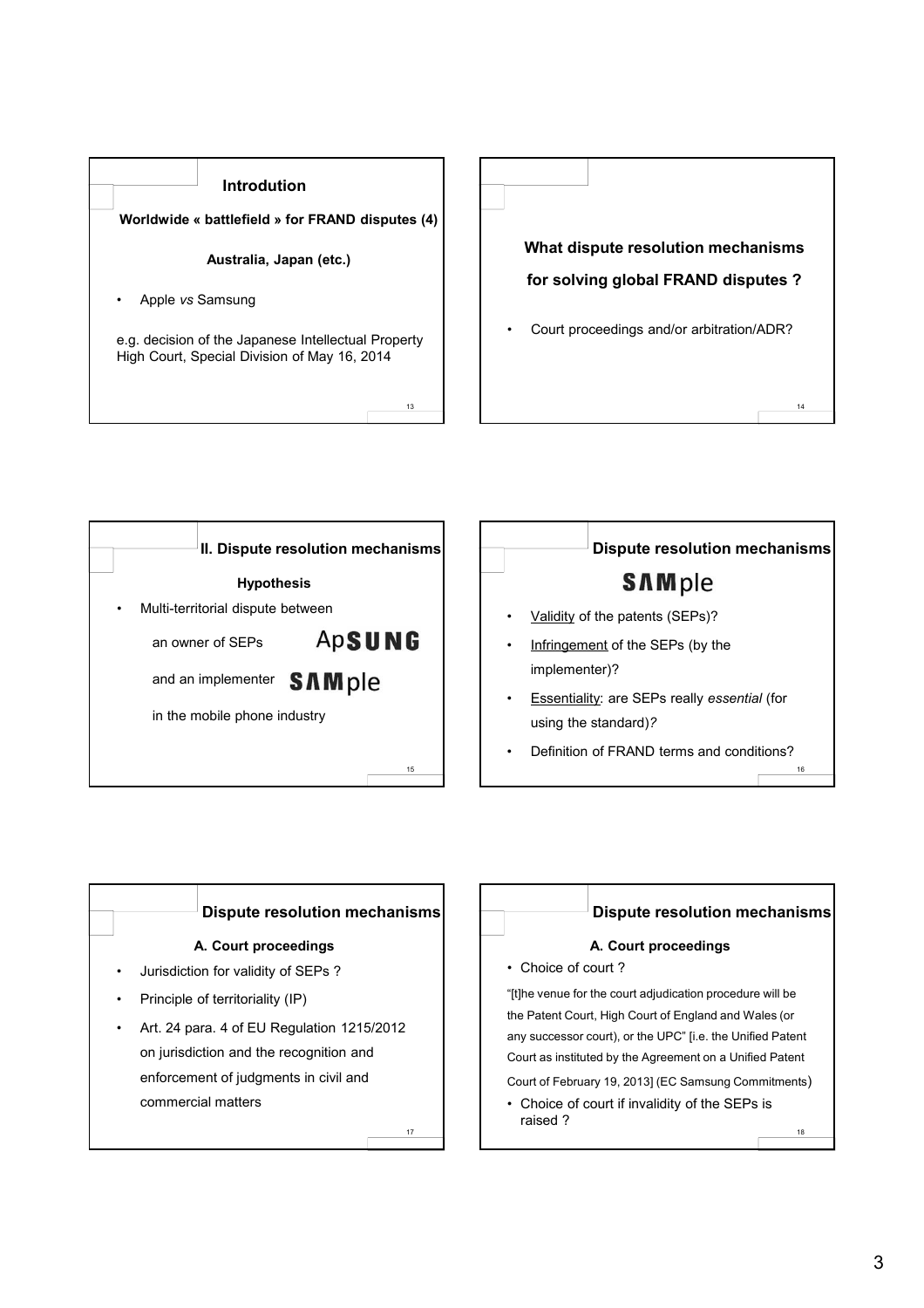## Introdution

**Worldwide « battlefield » for FRAND disputes (4)**

**Australia, Japan (etc.)**

- Apple *vs* Samsung

e.g. decision of the Japanese Intellectual Property High Court, Special Division of May 16, 2014

---

**What dispute resolution mechanisms for solving global FRAND disputes ?**

- Court proceedings and/or arbitration/ADR?

---

## II. Dispute resolution mechanisms

**Hypothesis**

- Multi-territorial dispute between

  an owner of SEPs ApSUNG

  and an implementer SAMple

  in the mobile phone industry

---

## Dispute resolution mechanisms

SAMple

- Validity of the patents (SEPs)?
- Infringement of the SEPs (by the implementer)?
- Essentiality: are SEPs really *essential* (for using the standard)*?*
- Definition of FRAND terms and conditions?

---

## Dispute resolution mechanisms

**A. Court proceedings**

- Jurisdiction for validity of SEPs ?
- Principle of territoriality (IP)
- Art. 24 para. 4 of EU Regulation 1215/2012 on jurisdiction and the recognition and enforcement of judgments in civil and commercial matters

---

## Dispute resolution mechanisms

**A. Court proceedings**

- Choice of court ?

"[t]he venue for the court adjudication procedure will be the Patent Court, High Court of England and Wales (or any successor court), or the UPC" [i.e. the Unified Patent Court as instituted by the Agreement on a Unified Patent Court of February 19, 2013] (EC Samsung Commitments)

- Choice of court if invalidity of the SEPs is raised ?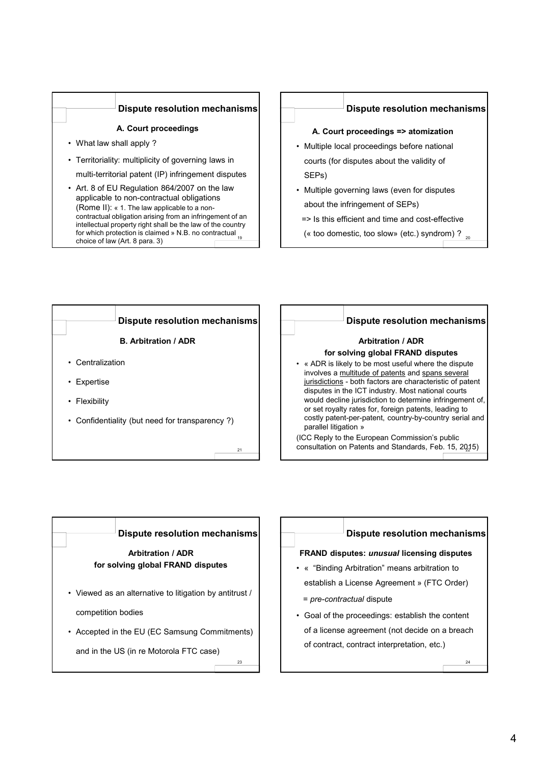## Dispute resolution mechanisms

**A. Court proceedings**

- What law shall apply ?
- Territoriality: multiplicity of governing laws in multi-territorial patent (IP) infringement disputes
- Art. 8 of EU Regulation 864/2007 on the law applicable to non-contractual obligations (Rome II): « 1. The law applicable to a non-contractual obligation arising from an infringement of an intellectual property right shall be the law of the country for which protection is claimed » N.B. no contractual choice of law (Art. 8 para. 3)

## Dispute resolution mechanisms

**A. Court proceedings => atomization**

- Multiple local proceedings before national courts (for disputes about the validity of SEPs)
- Multiple governing laws (even for disputes about the infringement of SEPs)

=> Is this efficient and time and cost-effective (« too domestic, too slow» (etc.) syndrom) ?

## Dispute resolution mechanisms

**B. Arbitration / ADR**

- Centralization
- Expertise
- Flexibility
- Confidentiality (but need for transparency ?)

## Dispute resolution mechanisms

**Arbitration / ADR for solving global FRAND disputes**

- « ADR is likely to be most useful where the dispute involves a multitude of patents and spans several jurisdictions - both factors are characteristic of patent disputes in the ICT industry. Most national courts would decline jurisdiction to determine infringement of, or set royalty rates for, foreign patents, leading to costly patent-per-patent, country-by-country serial and parallel litigation »

(ICC Reply to the European Commission's public consultation on Patents and Standards, Feb. 15, 2015)

## Dispute resolution mechanisms

**Arbitration / ADR for solving global FRAND disputes**

- Viewed as an alternative to litigation by antitrust / competition bodies
- Accepted in the EU (EC Samsung Commitments) and in the US (in re Motorola FTC case)

## Dispute resolution mechanisms

**FRAND disputes: *unusual* licensing disputes**

- « "Binding Arbitration" means arbitration to establish a License Agreement » (FTC Order)

  = *pre-contractual* dispute
- Goal of the proceedings: establish the content of a license agreement (not decide on a breach of contract, contract interpretation, etc.)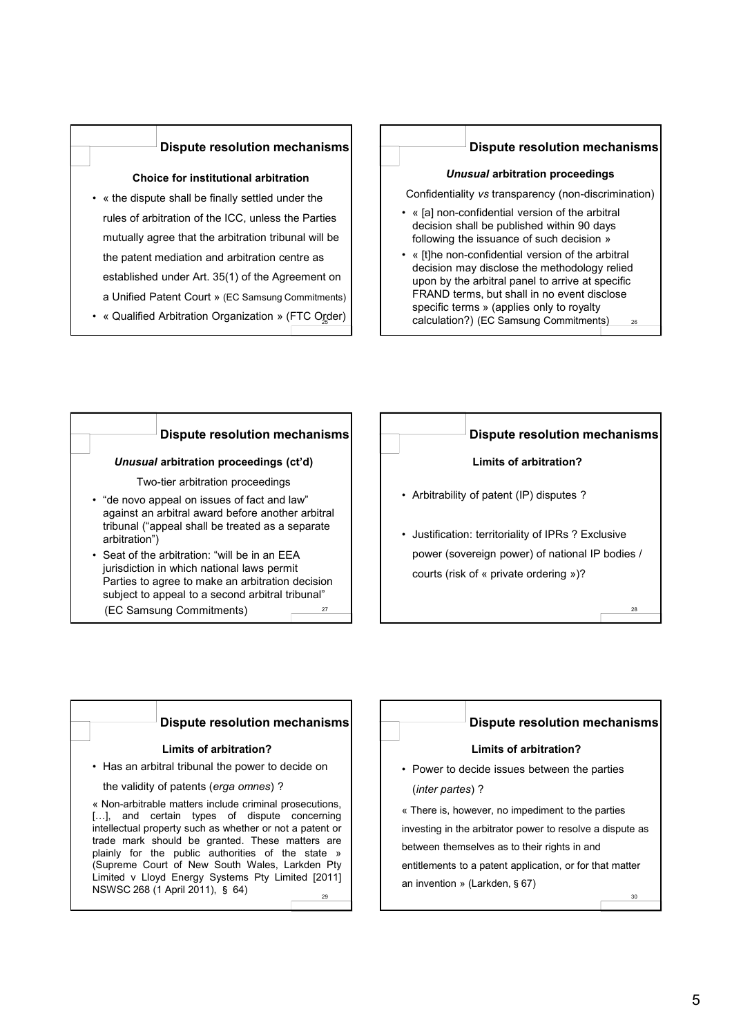## Dispute resolution mechanisms

**Choice for institutional arbitration**

- « the dispute shall be finally settled under the rules of arbitration of the ICC, unless the Parties mutually agree that the arbitration tribunal will be the patent mediation and arbitration centre as established under Art. 35(1) of the Agreement on a Unified Patent Court » (EC Samsung Commitments)
- « Qualified Arbitration Organization » (FTC Order)

## Dispute resolution mechanisms

***Unusual* arbitration proceedings**

Confidentiality *vs* transparency (non-discrimination)

- « [a] non-confidential version of the arbitral decision shall be published within 90 days following the issuance of such decision »
- « [t]he non-confidential version of the arbitral decision may disclose the methodology relied upon by the arbitral panel to arrive at specific FRAND terms, but shall in no event disclose specific terms » (applies only to royalty calculation?) (EC Samsung Commitments)

## Dispute resolution mechanisms

***Unusual* arbitration proceedings (ct'd)**

Two-tier arbitration proceedings

- "de novo appeal on issues of fact and law" against an arbitral award before another arbitral tribunal ("appeal shall be treated as a separate arbitration")
- Seat of the arbitration: "will be in an EEA jurisdiction in which national laws permit Parties to agree to make an arbitration decision subject to appeal to a second arbitral tribunal"

(EC Samsung Commitments)

## Dispute resolution mechanisms

**Limits of arbitration?**

- Arbitrability of patent (IP) disputes ?
- Justification: territoriality of IPRs ? Exclusive power (sovereign power) of national IP bodies / courts (risk of « private ordering »)?

## Dispute resolution mechanisms

**Limits of arbitration?**

- Has an arbitral tribunal the power to decide on the validity of patents (*erga omnes*) ?

« Non-arbitrable matters include criminal prosecutions, […], and certain types of dispute concerning intellectual property such as whether or not a patent or trade mark should be granted. These matters are plainly for the public authorities of the state » (Supreme Court of New South Wales, Larkden Pty Limited v Lloyd Energy Systems Pty Limited [2011] NSWSC 268 (1 April 2011), § 64)

## Dispute resolution mechanisms

**Limits of arbitration?**

- Power to decide issues between the parties (*inter partes*) ?

« There is, however, no impediment to the parties investing in the arbitrator power to resolve a dispute as between themselves as to their rights in and entitlements to a patent application, or for that matter an invention » (Larkden, § 67)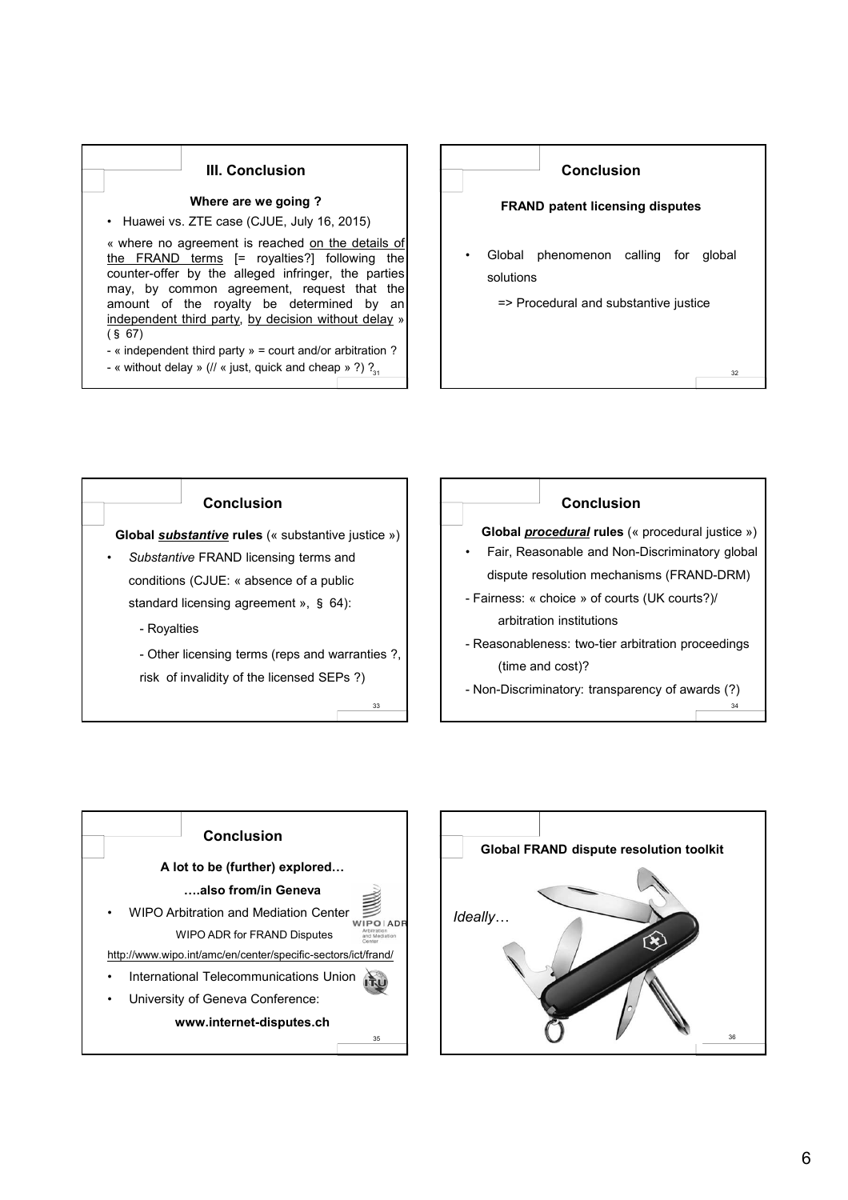## III. Conclusion

**Where are we going ?**

- Huawei vs. ZTE case (CJUE, July 16, 2015)

« where no agreement is reached on the details of the FRAND terms [= royalties?] following the counter-offer by the alleged infringer, the parties may, by common agreement, request that the amount of the royalty be determined by an independent third party, by decision without delay » (§ 67)

- « independent third party » = court and/or arbitration ?
- « without delay » (// « just, quick and cheap » ?) ?

## Conclusion

**FRAND patent licensing disputes**

- Global phenomenon calling for global solutions

  => Procedural and substantive justice

## Conclusion

**Global *substantive* rules** (« substantive justice »)

- *Substantive* FRAND licensing terms and conditions (CJUE: « absence of a public standard licensing agreement », § 64):
  - Royalties
  - Other licensing terms (reps and warranties ?, risk of invalidity of the licensed SEPs ?)

## Conclusion

**Global *procedural* rules** (« procedural justice »)

- Fair, Reasonable and Non-Discriminatory global dispute resolution mechanisms (FRAND-DRM)

- Fairness: « choice » of courts (UK courts?)/ arbitration institutions
- Reasonableness: two-tier arbitration proceedings (time and cost)?
- Non-Discriminatory: transparency of awards (?)

## Conclusion

**A lot to be (further) explored…**

**….also from/in Geneva**

- WIPO Arbitration and Mediation Center

  WIPO ADR for FRAND Disputes

http://www.wipo.int/amc/en/center/specific-sectors/ict/frand/

- International Telecommunications Union
- University of Geneva Conference:

  **www.internet-disputes.ch**

**Global FRAND dispute resolution toolkit**

*Ideally…*